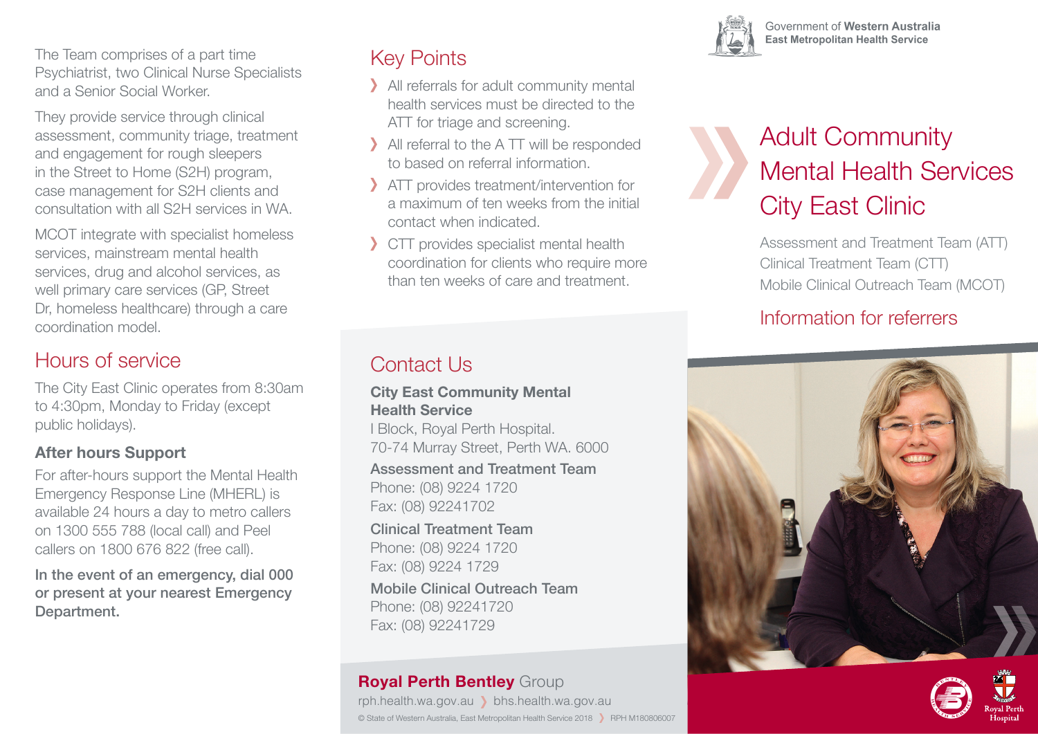Government of **Western Australia**
**East Metropolitan Health Service**

# Adult Community Mental Health Services City East Clinic

Assessment and Treatment Team (ATT)
Clinical Treatment Team (CTT)
Mobile Clinical Outreach Team (MCOT)

## Information for referrers

The Team comprises of a part time Psychiatrist, two Clinical Nurse Specialists and a Senior Social Worker.

They provide service through clinical assessment, community triage, treatment and engagement for rough sleepers in the Street to Home (S2H) program, case management for S2H clients and consultation with all S2H services in WA.

MCOT integrate with specialist homeless services, mainstream mental health services, drug and alcohol services, as well primary care services (GP, Street Dr, homeless healthcare) through a care coordination model.

## Hours of service

The City East Clinic operates from 8:30am to 4:30pm, Monday to Friday (except public holidays).

### After hours Support

For after-hours support the Mental Health Emergency Response Line (MHERL) is available 24 hours a day to metro callers on 1300 555 788 (local call) and Peel callers on 1800 676 822 (free call).

**In the event of an emergency, dial 000 or present at your nearest Emergency Department.**

## Key Points

- All referrals for adult community mental health services must be directed to the ATT for triage and screening.
- All referral to the A TT will be responded to based on referral information.
- ATT provides treatment/intervention for a maximum of ten weeks from the initial contact when indicated.
- CTT provides specialist mental health coordination for clients who require more than ten weeks of care and treatment.

## Contact Us

**City East Community Mental Health Service**
I Block, Royal Perth Hospital.
70-74 Murray Street, Perth WA. 6000

**Assessment and Treatment Team**
Phone: (08) 9224 1720
Fax: (08) 92241702

**Clinical Treatment Team**
Phone: (08) 9224 1720
Fax: (08) 9224 1729

**Mobile Clinical Outreach Team**
Phone: (08) 92241720
Fax: (08) 92241729

**Royal Perth Bentley** Group
rph.health.wa.gov.au ❯ bhs.health.wa.gov.au
© State of Western Australia, East Metropolitan Health Service 2018 ❯ RPH M180806007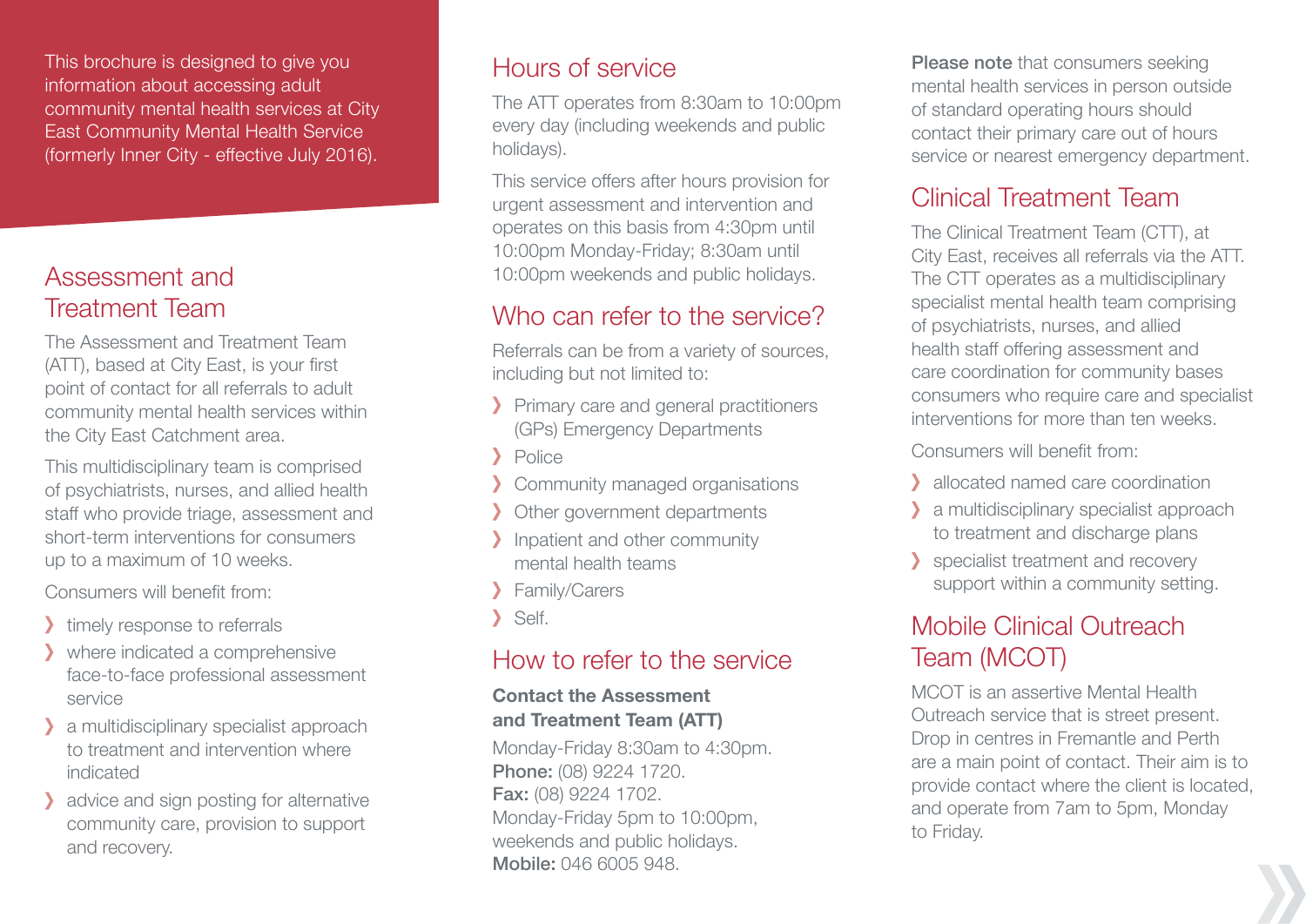This brochure is designed to give you information about accessing adult community mental health services at City East Community Mental Health Service (formerly Inner City - effective July 2016).

## Assessment and Treatment Team

The Assessment and Treatment Team (ATT), based at City East, is your first point of contact for all referrals to adult community mental health services within the City East Catchment area.

This multidisciplinary team is comprised of psychiatrists, nurses, and allied health staff who provide triage, assessment and short-term interventions for consumers up to a maximum of 10 weeks.

Consumers will benefit from:

- timely response to referrals
- where indicated a comprehensive face-to-face professional assessment service
- a multidisciplinary specialist approach to treatment and intervention where indicated
- advice and sign posting for alternative community care, provision to support and recovery.

## Hours of service

The ATT operates from 8:30am to 10:00pm every day (including weekends and public holidays).

This service offers after hours provision for urgent assessment and intervention and operates on this basis from 4:30pm until 10:00pm Monday-Friday; 8:30am until 10:00pm weekends and public holidays.

## Who can refer to the service?

Referrals can be from a variety of sources, including but not limited to:

- Primary care and general practitioners (GPs) Emergency Departments
- Police
- Community managed organisations
- Other government departments
- Inpatient and other community mental health teams
- Family/Carers
- Self.

## How to refer to the service

**Contact the Assessment and Treatment Team (ATT)**

Monday-Friday 8:30am to 4:30pm.
**Phone:** (08) 9224 1720.
**Fax:** (08) 9224 1702.
Monday-Friday 5pm to 10:00pm, weekends and public holidays.
**Mobile:** 046 6005 948.

**Please note** that consumers seeking mental health services in person outside of standard operating hours should contact their primary care out of hours service or nearest emergency department.

## Clinical Treatment Team

The Clinical Treatment Team (CTT), at City East, receives all referrals via the ATT. The CTT operates as a multidisciplinary specialist mental health team comprising of psychiatrists, nurses, and allied health staff offering assessment and care coordination for community bases consumers who require care and specialist interventions for more than ten weeks.

Consumers will benefit from:

- allocated named care coordination
- a multidisciplinary specialist approach to treatment and discharge plans
- specialist treatment and recovery support within a community setting.

## Mobile Clinical Outreach Team (MCOT)

MCOT is an assertive Mental Health Outreach service that is street present. Drop in centres in Fremantle and Perth are a main point of contact. Their aim is to provide contact where the client is located, and operate from 7am to 5pm, Monday to Friday.